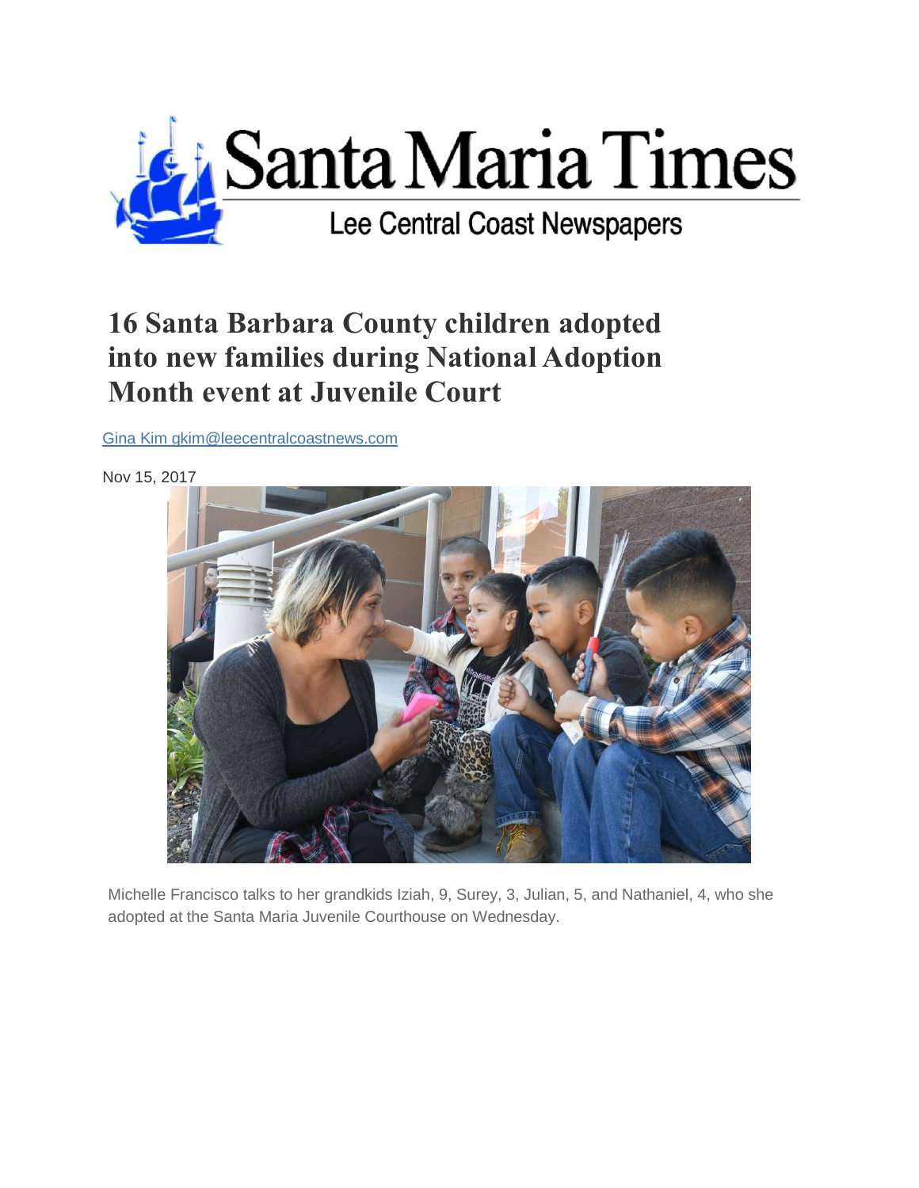Santa Maria Times

Lee Central Coast Newspapers

# 16 Santa Barbara County children adopted into new families during National Adoption Month event at Juvenile Court

Gina Kim gkim@leecentralcoastnews.com

Nov 15, 2017

Michelle Francisco talks to her grandkids Iziah, 9, Surey, 3, Julian, 5, and Nathaniel, 4, who she adopted at the Santa Maria Juvenile Courthouse on Wednesday.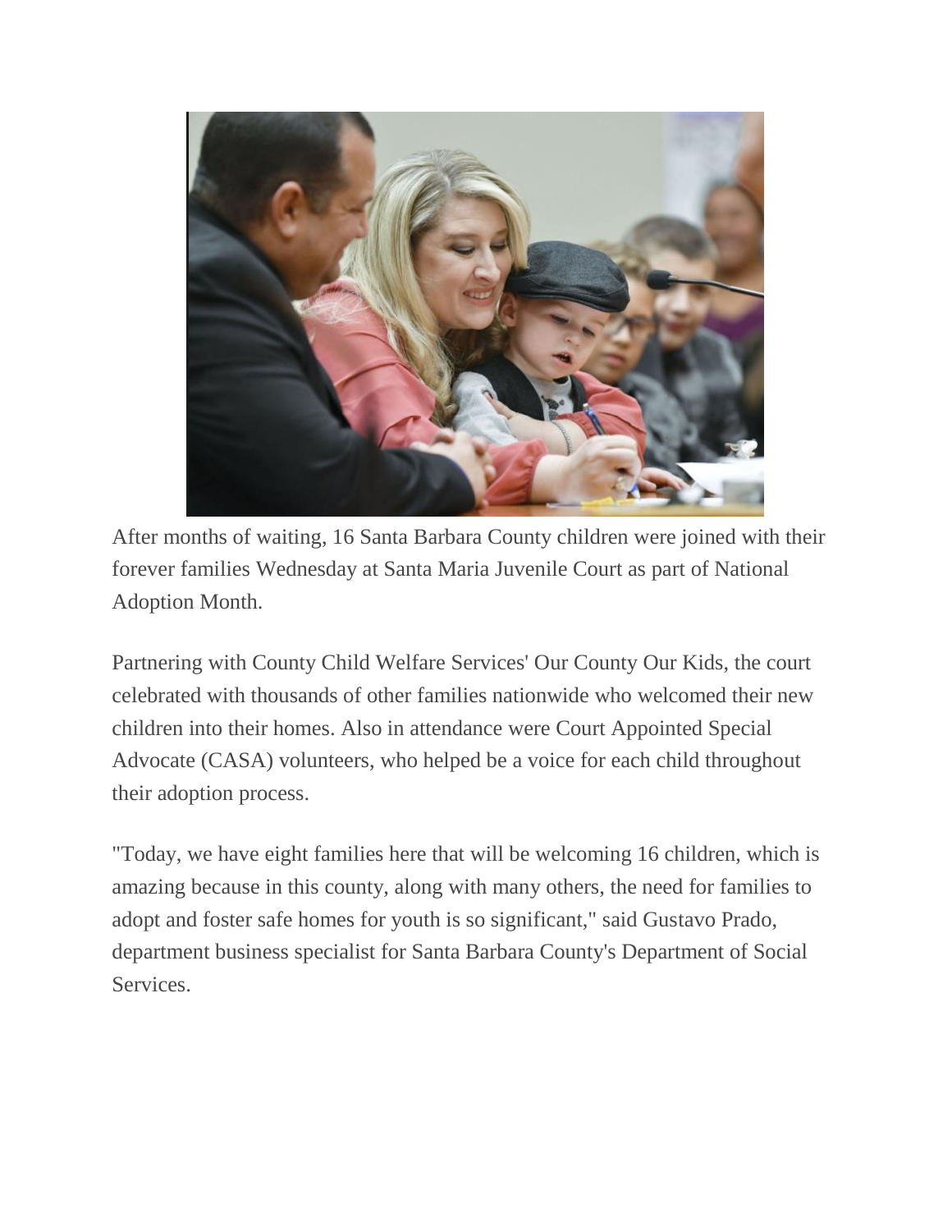After months of waiting, 16 Santa Barbara County children were joined with their forever families Wednesday at Santa Maria Juvenile Court as part of National Adoption Month.

Partnering with County Child Welfare Services' Our County Our Kids, the court celebrated with thousands of other families nationwide who welcomed their new children into their homes. Also in attendance were Court Appointed Special Advocate (CASA) volunteers, who helped be a voice for each child throughout their adoption process.

"Today, we have eight families here that will be welcoming 16 children, which is amazing because in this county, along with many others, the need for families to adopt and foster safe homes for youth is so significant," said Gustavo Prado, department business specialist for Santa Barbara County's Department of Social Services.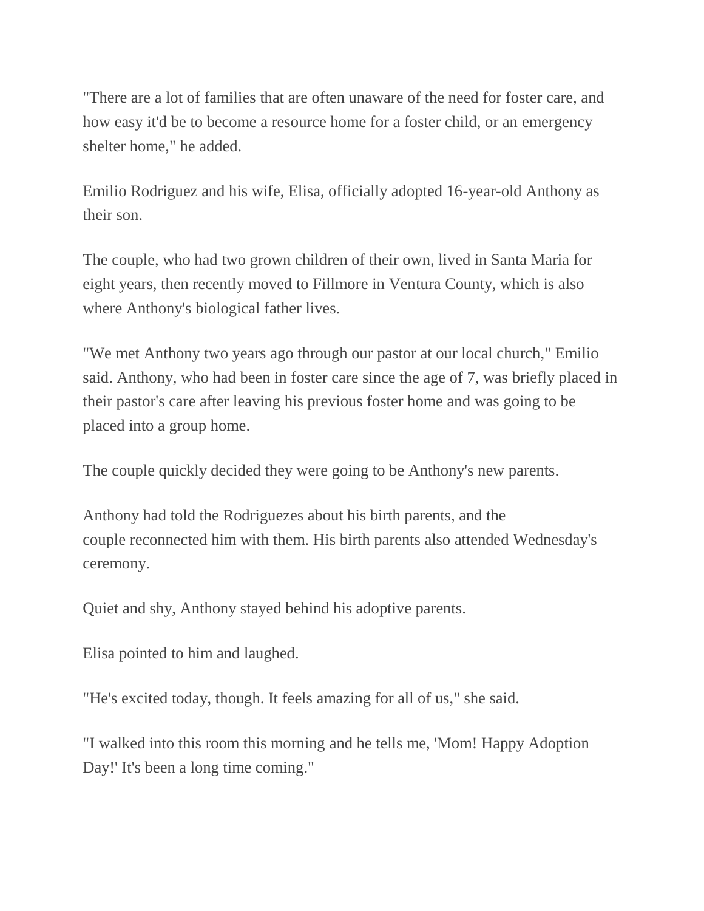"There are a lot of families that are often unaware of the need for foster care, and how easy it'd be to become a resource home for a foster child, or an emergency shelter home," he added.

Emilio Rodriguez and his wife, Elisa, officially adopted 16-year-old Anthony as their son.

The couple, who had two grown children of their own, lived in Santa Maria for eight years, then recently moved to Fillmore in Ventura County, which is also where Anthony's biological father lives.

"We met Anthony two years ago through our pastor at our local church," Emilio said. Anthony, who had been in foster care since the age of 7, was briefly placed in their pastor's care after leaving his previous foster home and was going to be placed into a group home.

The couple quickly decided they were going to be Anthony's new parents.

Anthony had told the Rodriguezes about his birth parents, and the couple reconnected him with them. His birth parents also attended Wednesday's ceremony.

Quiet and shy, Anthony stayed behind his adoptive parents.

Elisa pointed to him and laughed.

"He's excited today, though. It feels amazing for all of us," she said.

"I walked into this room this morning and he tells me, 'Mom! Happy Adoption Day!' It's been a long time coming."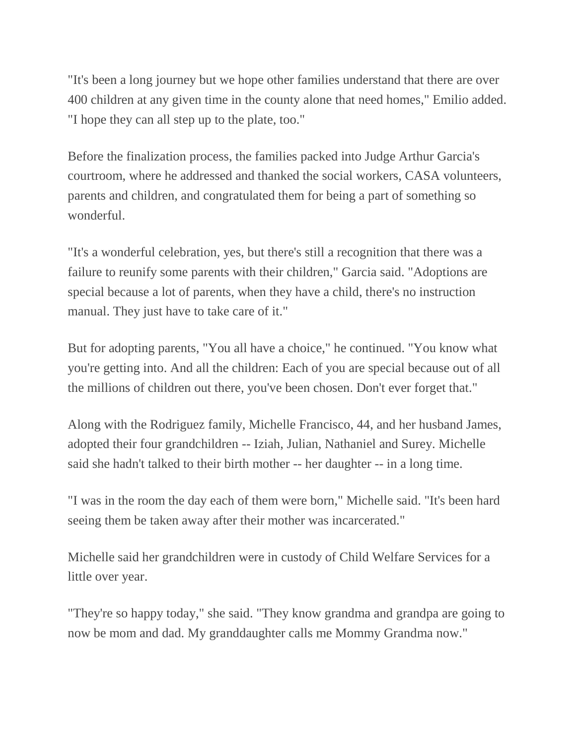"It's been a long journey but we hope other families understand that there are over 400 children at any given time in the county alone that need homes," Emilio added. "I hope they can all step up to the plate, too."

Before the finalization process, the families packed into Judge Arthur Garcia's courtroom, where he addressed and thanked the social workers, CASA volunteers, parents and children, and congratulated them for being a part of something so wonderful.

"It's a wonderful celebration, yes, but there's still a recognition that there was a failure to reunify some parents with their children," Garcia said. "Adoptions are special because a lot of parents, when they have a child, there's no instruction manual. They just have to take care of it."

But for adopting parents, "You all have a choice," he continued. "You know what you're getting into. And all the children: Each of you are special because out of all the millions of children out there, you've been chosen. Don't ever forget that."

Along with the Rodriguez family, Michelle Francisco, 44, and her husband James, adopted their four grandchildren -- Iziah, Julian, Nathaniel and Surey. Michelle said she hadn't talked to their birth mother -- her daughter -- in a long time.

"I was in the room the day each of them were born," Michelle said. "It's been hard seeing them be taken away after their mother was incarcerated."

Michelle said her grandchildren were in custody of Child Welfare Services for a little over year.

"They're so happy today," she said. "They know grandma and grandpa are going to now be mom and dad. My granddaughter calls me Mommy Grandma now."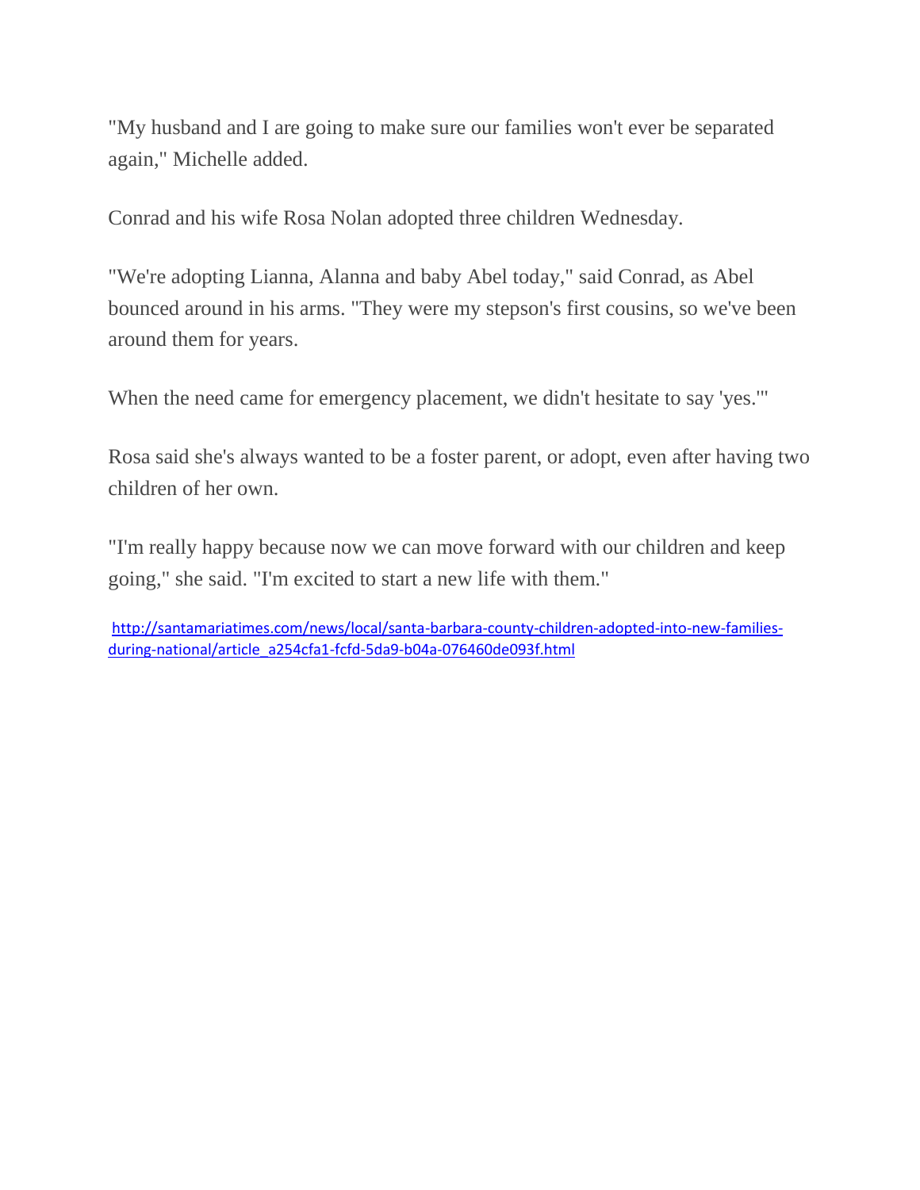"My husband and I are going to make sure our families won't ever be separated again," Michelle added.

Conrad and his wife Rosa Nolan adopted three children Wednesday.

"We're adopting Lianna, Alanna and baby Abel today," said Conrad, as Abel bounced around in his arms. "They were my stepson's first cousins, so we've been around them for years.

When the need came for emergency placement, we didn't hesitate to say 'yes.'"

Rosa said she's always wanted to be a foster parent, or adopt, even after having two children of her own.

"I'm really happy because now we can move forward with our children and keep going," she said. "I'm excited to start a new life with them."

[http://santamariatimes.com/news/local/santa-barbara-county-children-adopted-into-new-families-during-national/article_a254cfa1-fcfd-5da9-b04a-076460de093f.html](http://santamariatimes.com/news/local/santa-barbara-county-children-adopted-into-new-families-during-national/article_a254cfa1-fcfd-5da9-b04a-076460de093f.html)